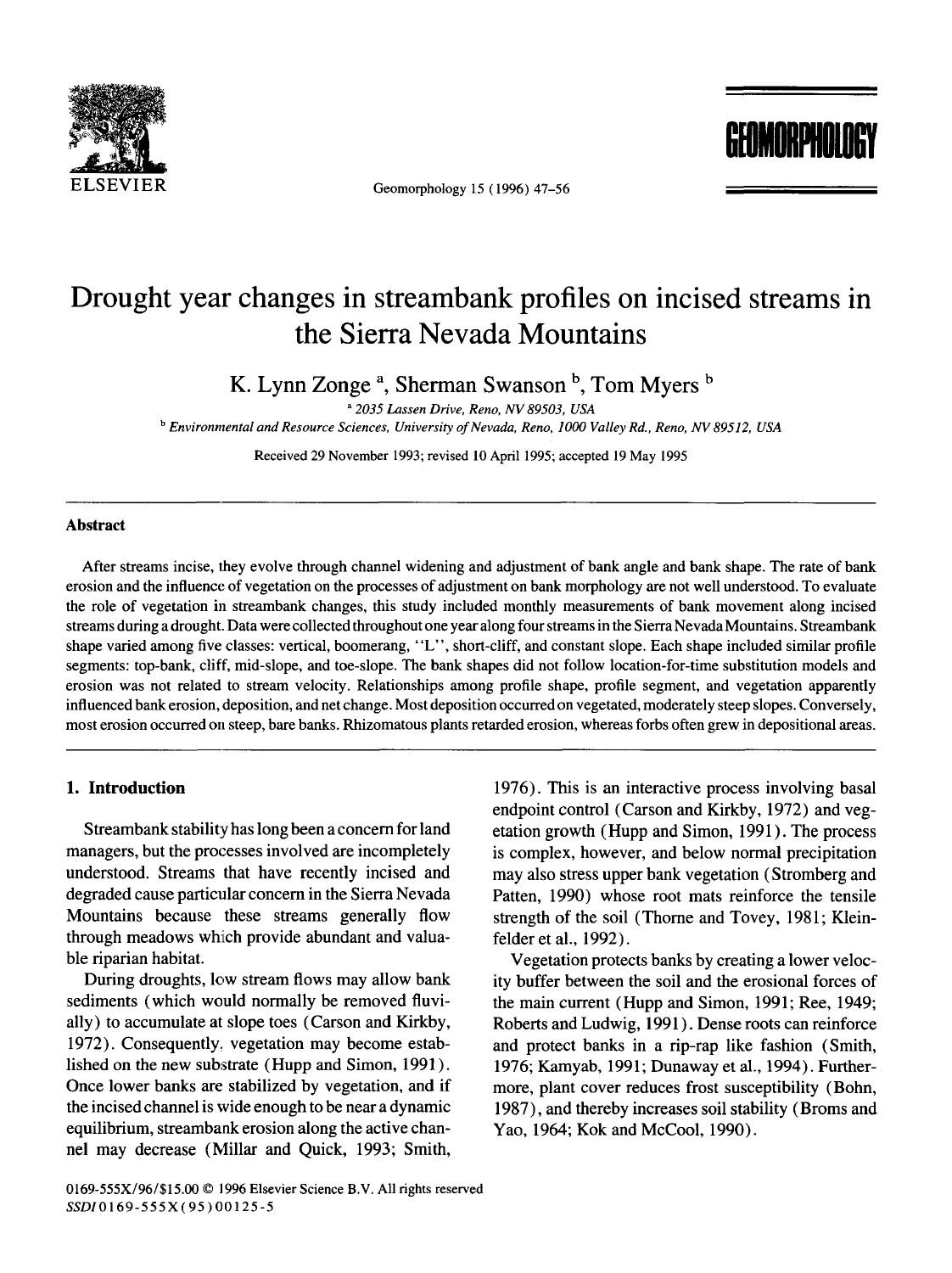# Drought year changes in streambank profiles on incised streams in the Sierra Nevada Mountains

K. Lynn Zonge [a], Sherman Swanson [b], Tom Myers [b]

[a] *2035 Lassen Drive, Reno, NV 89503, USA*

[b] *Environmental and Resource Sciences, University of Nevada, Reno, 1000 Valley Rd., Reno, NV 89512, USA*

Received 29 November 1993; revised 10 April 1995; accepted 19 May 1995

## Abstract

After streams incise, they evolve through channel widening and adjustment of bank angle and bank shape. The rate of bank erosion and the influence of vegetation on the processes of adjustment on bank morphology are not well understood. To evaluate the role of vegetation in streambank changes, this study included monthly measurements of bank movement along incised streams during a drought. Data were collected throughout one year along four streams in the Sierra Nevada Mountains. Streambank shape varied among five classes: vertical, boomerang, "L", short-cliff, and constant slope. Each shape included similar profile segments: top-bank, cliff, mid-slope, and toe-slope. The bank shapes did not follow location-for-time substitution models and erosion was not related to stream velocity. Relationships among profile shape, profile segment, and vegetation apparently influenced bank erosion, deposition, and net change. Most deposition occurred on vegetated, moderately steep slopes. Conversely, most erosion occurred on steep, bare banks. Rhizomatous plants retarded erosion, whereas forbs often grew in depositional areas.

## 1. Introduction

Streambank stability has long been a concern for land managers, but the processes involved are incompletely understood. Streams that have recently incised and degraded cause particular concern in the Sierra Nevada Mountains because these streams generally flow through meadows which provide abundant and valuable riparian habitat.

During droughts, low stream flows may allow bank sediments (which would normally be removed fluvially) to accumulate at slope toes (Carson and Kirkby, 1972). Consequently, vegetation may become established on the new substrate (Hupp and Simon, 1991). Once lower banks are stabilized by vegetation, and if the incised channel is wide enough to be near a dynamic equilibrium, streambank erosion along the active channel may decrease (Millar and Quick, 1993; Smith, 1976). This is an interactive process involving basal endpoint control (Carson and Kirkby, 1972) and vegetation growth (Hupp and Simon, 1991). The process is complex, however, and below normal precipitation may also stress upper bank vegetation (Stromberg and Patten, 1990) whose root mats reinforce the tensile strength of the soil (Thorne and Tovey, 1981; Kleinfelder et al., 1992).

Vegetation protects banks by creating a lower velocity buffer between the soil and the erosional forces of the main current (Hupp and Simon, 1991; Ree, 1949; Roberts and Ludwig, 1991). Dense roots can reinforce and protect banks in a rip-rap like fashion (Smith, 1976; Kamyab, 1991; Dunaway et al., 1994). Furthermore, plant cover reduces frost susceptibility (Bohn, 1987), and thereby increases soil stability (Broms and Yao, 1964; Kok and McCool, 1990).

0169-555X/96/$15.00 © 1996 Elsevier Science B.V. All rights reserved
*SSDI* 0169-555X(95)00125-5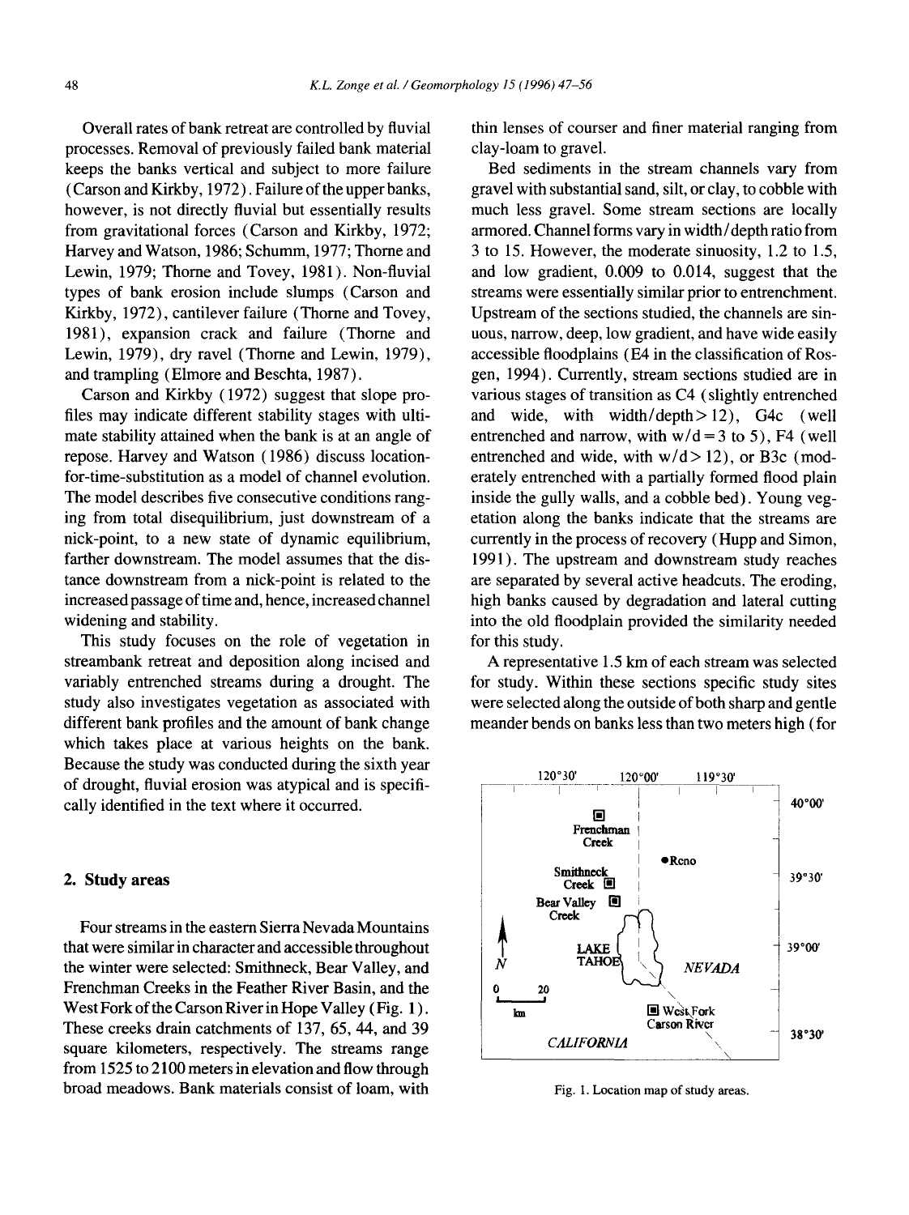Overall rates of bank retreat are controlled by fluvial processes. Removal of previously failed bank material keeps the banks vertical and subject to more failure (Carson and Kirkby, 1972). Failure of the upper banks, however, is not directly fluvial but essentially results from gravitational forces (Carson and Kirkby, 1972; Harvey and Watson, 1986; Schumm, 1977; Thorne and Lewin, 1979; Thorne and Tovey, 1981). Non-fluvial types of bank erosion include slumps (Carson and Kirkby, 1972), cantilever failure (Thorne and Tovey, 1981), expansion crack and failure (Thorne and Lewin, 1979), dry ravel (Thorne and Lewin, 1979), and trampling (Elmore and Beschta, 1987).

Carson and Kirkby (1972) suggest that slope profiles may indicate different stability stages with ultimate stability attained when the bank is at an angle of repose. Harvey and Watson (1986) discuss location-for-time-substitution as a model of channel evolution. The model describes five consecutive conditions ranging from total disequilibrium, just downstream of a nick-point, to a new state of dynamic equilibrium, farther downstream. The model assumes that the distance downstream from a nick-point is related to the increased passage of time and, hence, increased channel widening and stability.

This study focuses on the role of vegetation in streambank retreat and deposition along incised and variably entrenched streams during a drought. The study also investigates vegetation as associated with different bank profiles and the amount of bank change which takes place at various heights on the bank. Because the study was conducted during the sixth year of drought, fluvial erosion was atypical and is specifically identified in the text where it occurred.

## 2. Study areas

Four streams in the eastern Sierra Nevada Mountains that were similar in character and accessible throughout the winter were selected: Smithneck, Bear Valley, and Frenchman Creeks in the Feather River Basin, and the West Fork of the Carson River in Hope Valley (Fig. 1). These creeks drain catchments of 137, 65, 44, and 39 square kilometers, respectively. The streams range from 1525 to 2100 meters in elevation and flow through broad meadows. Bank materials consist of loam, with thin lenses of courser and finer material ranging from clay-loam to gravel.

Bed sediments in the stream channels vary from gravel with substantial sand, silt, or clay, to cobble with much less gravel. Some stream sections are locally armored. Channel forms vary in width/depth ratio from 3 to 15. However, the moderate sinuosity, 1.2 to 1.5, and low gradient, 0.009 to 0.014, suggest that the streams were essentially similar prior to entrenchment. Upstream of the sections studied, the channels are sinuous, narrow, deep, low gradient, and have wide easily accessible floodplains (E4 in the classification of Rosgen, 1994). Currently, stream sections studied are in various stages of transition as C4 (slightly entrenched and wide, with width/depth > 12), G4c (well entrenched and narrow, with w/d = 3 to 5), F4 (well entrenched and wide, with w/d > 12), or B3c (moderately entrenched with a partially formed flood plain inside the gully walls, and a cobble bed). Young vegetation along the banks indicate that the streams are currently in the process of recovery (Hupp and Simon, 1991). The upstream and downstream study reaches are separated by several active headcuts. The eroding, high banks caused by degradation and lateral cutting into the old floodplain provided the similarity needed for this study.

A representative 1.5 km of each stream was selected for study. Within these sections specific study sites were selected along the outside of both sharp and gentle meander bends on banks less than two meters high (for

Fig. 1. Location map of study areas.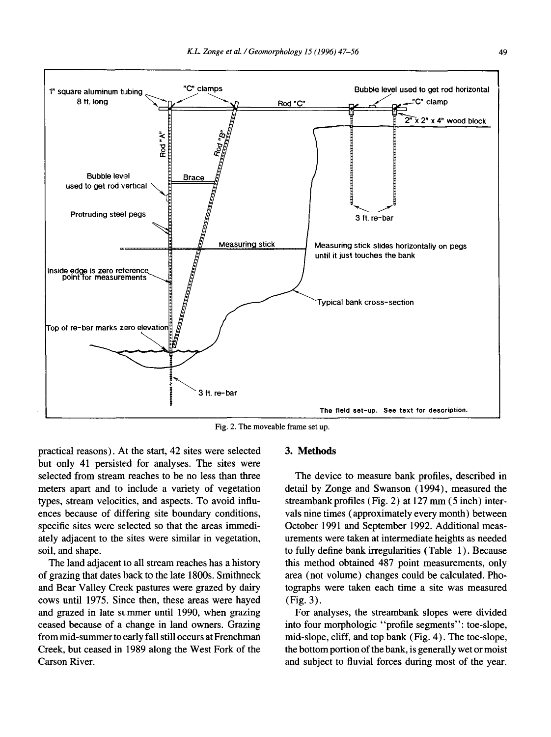Fig. 2. The moveable frame set up.

practical reasons). At the start, 42 sites were selected but only 41 persisted for analyses. The sites were selected from stream reaches to be no less than three meters apart and to include a variety of vegetation types, stream velocities, and aspects. To avoid influences because of differing site boundary conditions, specific sites were selected so that the areas immediately adjacent to the sites were similar in vegetation, soil, and shape.

The land adjacent to all stream reaches has a history of grazing that dates back to the late 1800s. Smithneck and Bear Valley Creek pastures were grazed by dairy cows until 1975. Since then, these areas were hayed and grazed in late summer until 1990, when grazing ceased because of a change in land owners. Grazing from mid-summer to early fall still occurs at Frenchman Creek, but ceased in 1989 along the West Fork of the Carson River.

## 3. Methods

The device to measure bank profiles, described in detail by Zonge and Swanson (1994), measured the streambank profiles (Fig. 2) at 127 mm (5 inch) intervals nine times (approximately every month) between October 1991 and September 1992. Additional measurements were taken at intermediate heights as needed to fully define bank irregularities (Table 1). Because this method obtained 487 point measurements, only area (not volume) changes could be calculated. Photographs were taken each time a site was measured (Fig. 3).

For analyses, the streambank slopes were divided into four morphologic "profile segments": toe-slope, mid-slope, cliff, and top bank (Fig. 4). The toe-slope, the bottom portion of the bank, is generally wet or moist and subject to fluvial forces during most of the year.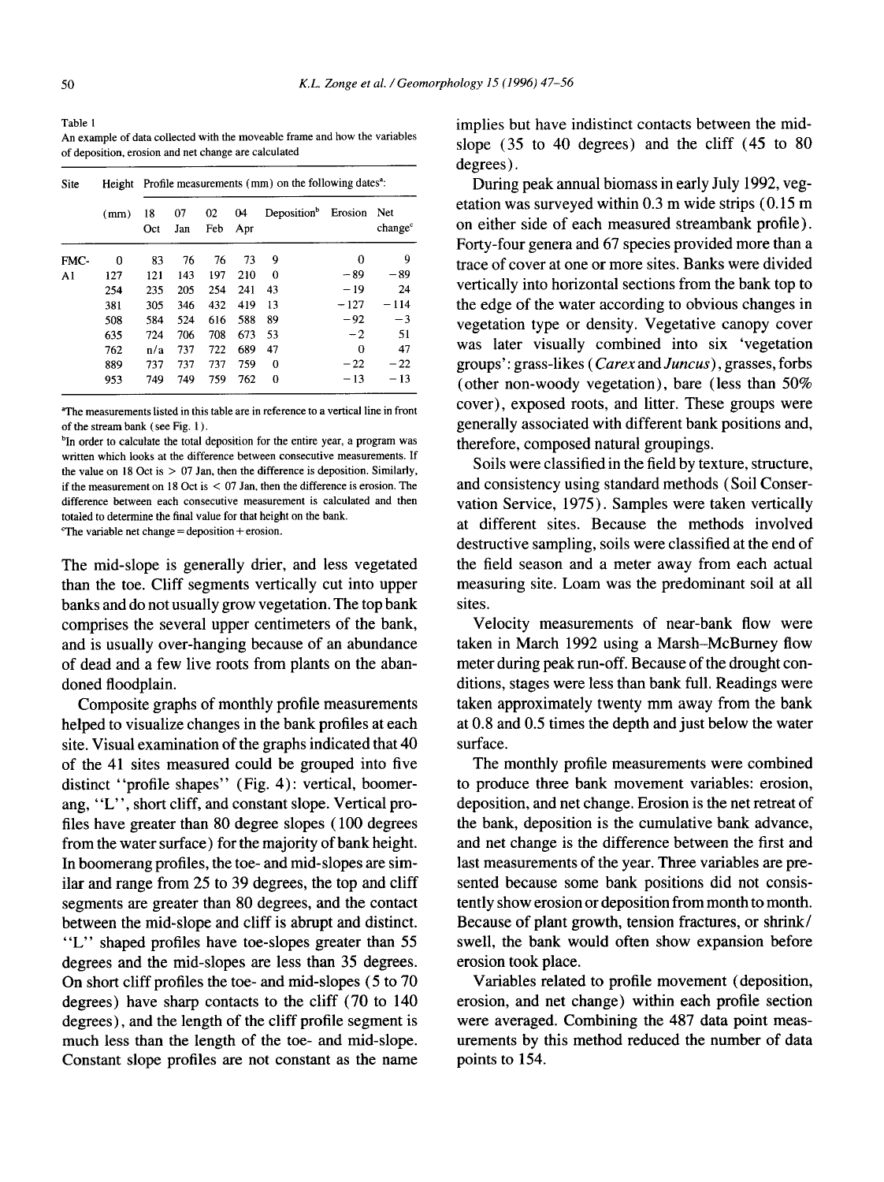Table 1

An example of data collected with the moveable frame and how the variables of deposition, erosion and net change are calculated

| Site | Height (mm) | Profile measurements (mm) on the following dates[a]: | | | | | | |
|---|---|---|---|---|---|---|---|---|
| | | 18 Oct | 07 Jan | 02 Feb | 04 Apr | Deposition[b] | Erosion | Net change[c] |
| FMC- | 0 | 83 | 76 | 76 | 73 | 9 | 0 | 9 |
| A1 | 127 | 121 | 143 | 197 | 210 | 0 | −89 | −89 |
| | 254 | 235 | 205 | 254 | 241 | 43 | −19 | 24 |
| | 381 | 305 | 346 | 432 | 419 | 13 | −127 | −114 |
| | 508 | 584 | 524 | 616 | 588 | 89 | −92 | −3 |
| | 635 | 724 | 706 | 708 | 673 | 53 | −2 | 51 |
| | 762 | n/a | 737 | 722 | 689 | 47 | 0 | 47 |
| | 889 | 737 | 737 | 737 | 759 | 0 | −22 | −22 |
| | 953 | 749 | 749 | 759 | 762 | 0 | −13 | −13 |

[a]The measurements listed in this table are in reference to a vertical line in front of the stream bank (see Fig. 1).

[b]In order to calculate the total deposition for the entire year, a program was written which looks at the difference between consecutive measurements. If the value on 18 Oct is > 07 Jan, then the difference is deposition. Similarly, if the measurement on 18 Oct is < 07 Jan, then the difference is erosion. The difference between each consecutive measurement is calculated and then totaled to determine the final value for that height on the bank.

[c]The variable net change = deposition + erosion.

The mid-slope is generally drier, and less vegetated than the toe. Cliff segments vertically cut into upper banks and do not usually grow vegetation. The top bank comprises the several upper centimeters of the bank, and is usually over-hanging because of an abundance of dead and a few live roots from plants on the abandoned floodplain.

Composite graphs of monthly profile measurements helped to visualize changes in the bank profiles at each site. Visual examination of the graphs indicated that 40 of the 41 sites measured could be grouped into five distinct "profile shapes" (Fig. 4): vertical, boomerang, "L", short cliff, and constant slope. Vertical profiles have greater than 80 degree slopes (100 degrees from the water surface) for the majority of bank height. In boomerang profiles, the toe- and mid-slopes are similar and range from 25 to 39 degrees, the top and cliff segments are greater than 80 degrees, and the contact between the mid-slope and cliff is abrupt and distinct. "L" shaped profiles have toe-slopes greater than 55 degrees and the mid-slopes are less than 35 degrees. On short cliff profiles the toe- and mid-slopes (5 to 70 degrees) have sharp contacts to the cliff (70 to 140 degrees), and the length of the cliff profile segment is much less than the length of the toe- and mid-slope. Constant slope profiles are not constant as the name implies but have indistinct contacts between the mid-slope (35 to 40 degrees) and the cliff (45 to 80 degrees).

During peak annual biomass in early July 1992, vegetation was surveyed within 0.3 m wide strips (0.15 m on either side of each measured streambank profile). Forty-four genera and 67 species provided more than a trace of cover at one or more sites. Banks were divided vertically into horizontal sections from the bank top to the edge of the water according to obvious changes in vegetation type or density. Vegetative canopy cover was later visually combined into six 'vegetation groups': grass-likes (*Carex* and *Juncus*), grasses, forbs (other non-woody vegetation), bare (less than 50% cover), exposed roots, and litter. These groups were generally associated with different bank positions and, therefore, composed natural groupings.

Soils were classified in the field by texture, structure, and consistency using standard methods (Soil Conservation Service, 1975). Samples were taken vertically at different sites. Because the methods involved destructive sampling, soils were classified at the end of the field season and a meter away from each actual measuring site. Loam was the predominant soil at all sites.

Velocity measurements of near-bank flow were taken in March 1992 using a Marsh–McBurney flow meter during peak run-off. Because of the drought conditions, stages were less than bank full. Readings were taken approximately twenty mm away from the bank at 0.8 and 0.5 times the depth and just below the water surface.

The monthly profile measurements were combined to produce three bank movement variables: erosion, deposition, and net change. Erosion is the net retreat of the bank, deposition is the cumulative bank advance, and net change is the difference between the first and last measurements of the year. Three variables are presented because some bank positions did not consistently show erosion or deposition from month to month. Because of plant growth, tension fractures, or shrink/swell, the bank would often show expansion before erosion took place.

Variables related to profile movement (deposition, erosion, and net change) within each profile section were averaged. Combining the 487 data point measurements by this method reduced the number of data points to 154.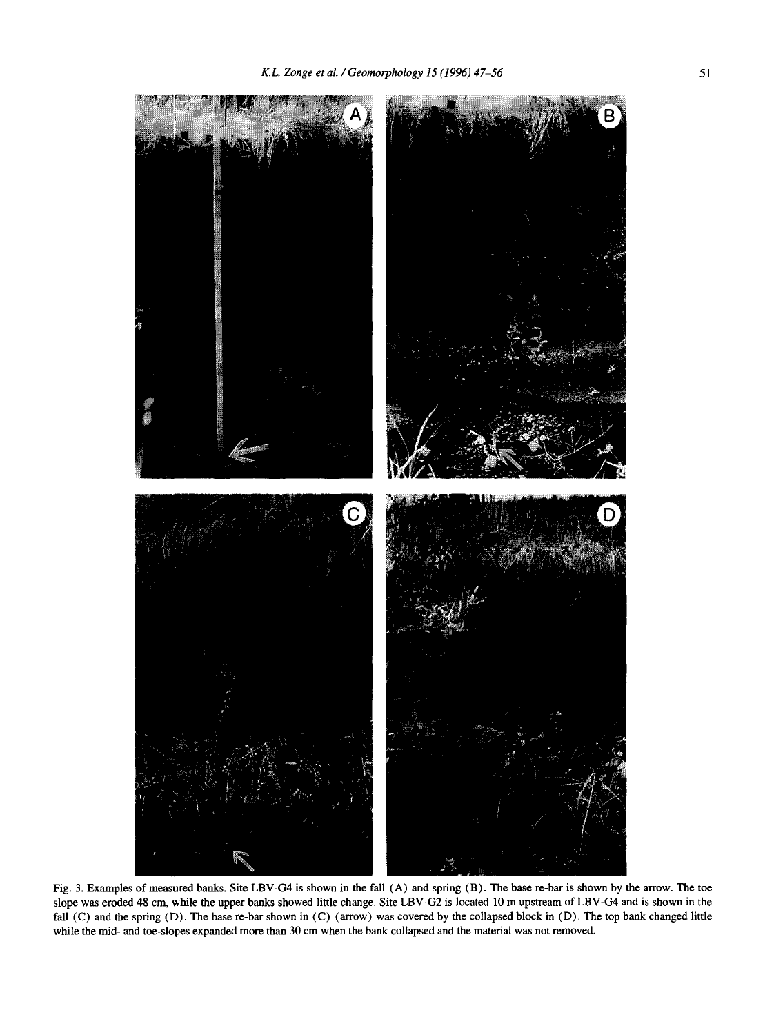Fig. 3. Examples of measured banks. Site LBV-G4 is shown in the fall (A) and spring (B). The base re-bar is shown by the arrow. The toe slope was eroded 48 cm, while the upper banks showed little change. Site LBV-G2 is located 10 m upstream of LBV-G4 and is shown in the fall (C) and the spring (D). The base re-bar shown in (C) (arrow) was covered by the collapsed block in (D). The top bank changed little while the mid- and toe-slopes expanded more than 30 cm when the bank collapsed and the material was not removed.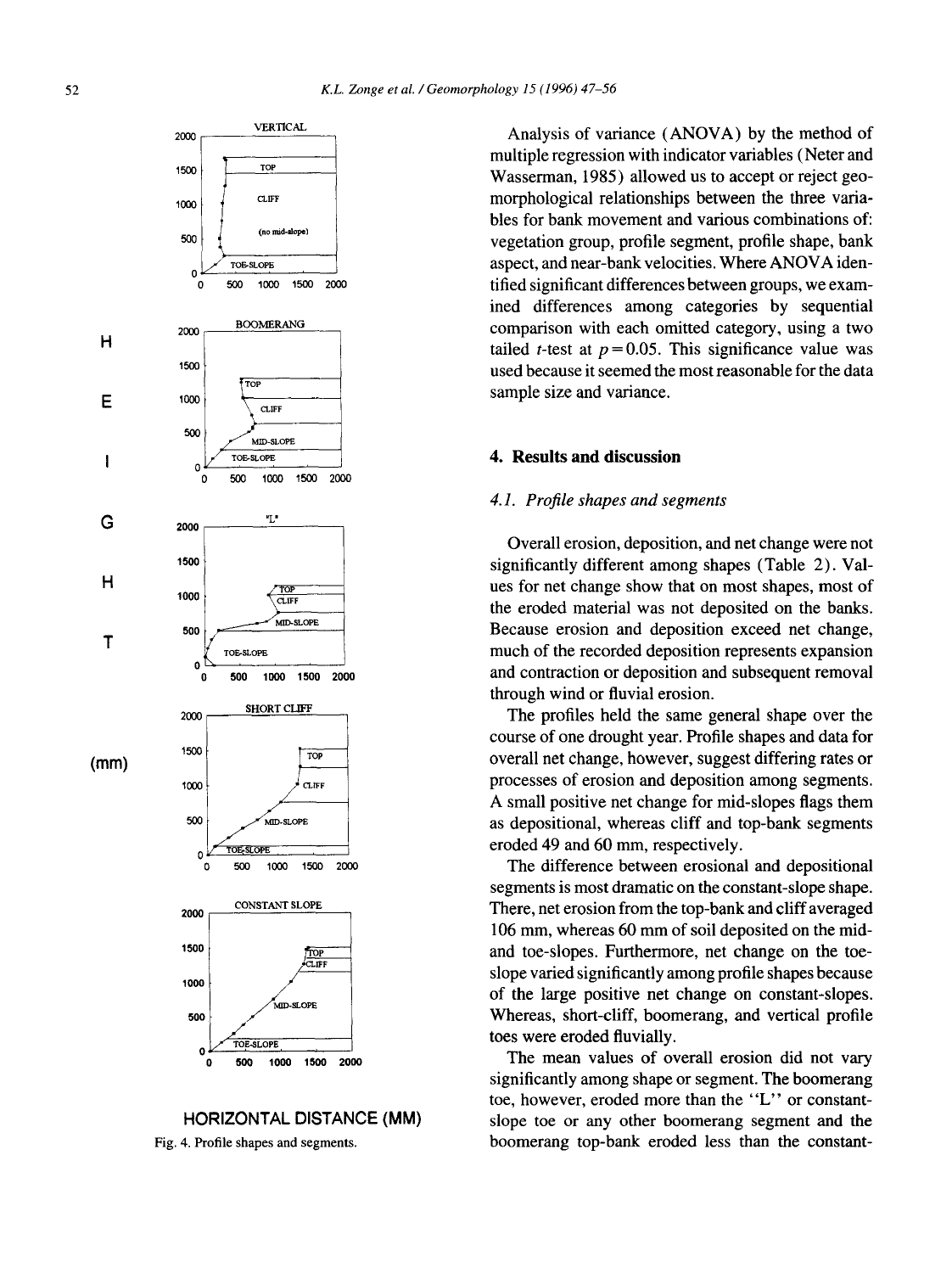Fig. 4. Profile shapes and segments.

Analysis of variance (ANOVA) by the method of multiple regression with indicator variables (Neter and Wasserman, 1985) allowed us to accept or reject geomorphological relationships between the three variables for bank movement and various combinations of: vegetation group, profile segment, profile shape, bank aspect, and near-bank velocities. Where ANOVA identified significant differences between groups, we examined differences among categories by sequential comparison with each omitted category, using a two tailed $t$-test at $p = 0.05$. This significance value was used because it seemed the most reasonable for the data sample size and variance.

## 4. Results and discussion

### 4.1. Profile shapes and segments

Overall erosion, deposition, and net change were not significantly different among shapes (Table 2). Values for net change show that on most shapes, most of the eroded material was not deposited on the banks. Because erosion and deposition exceed net change, much of the recorded deposition represents expansion and contraction or deposition and subsequent removal through wind or fluvial erosion.

The profiles held the same general shape over the course of one drought year. Profile shapes and data for overall net change, however, suggest differing rates or processes of erosion and deposition among segments. A small positive net change for mid-slopes flags them as depositional, whereas cliff and top-bank segments eroded 49 and 60 mm, respectively.

The difference between erosional and depositional segments is most dramatic on the constant-slope shape. There, net erosion from the top-bank and cliff averaged 106 mm, whereas 60 mm of soil deposited on the mid- and toe-slopes. Furthermore, net change on the toe-slope varied significantly among profile shapes because of the large positive net change on constant-slopes. Whereas, short-cliff, boomerang, and vertical profile toes were eroded fluvially.

The mean values of overall erosion did not vary significantly among shape or segment. The boomerang toe, however, eroded more than the "L" or constant-slope toe or any other boomerang segment and the boomerang top-bank eroded less than the constant-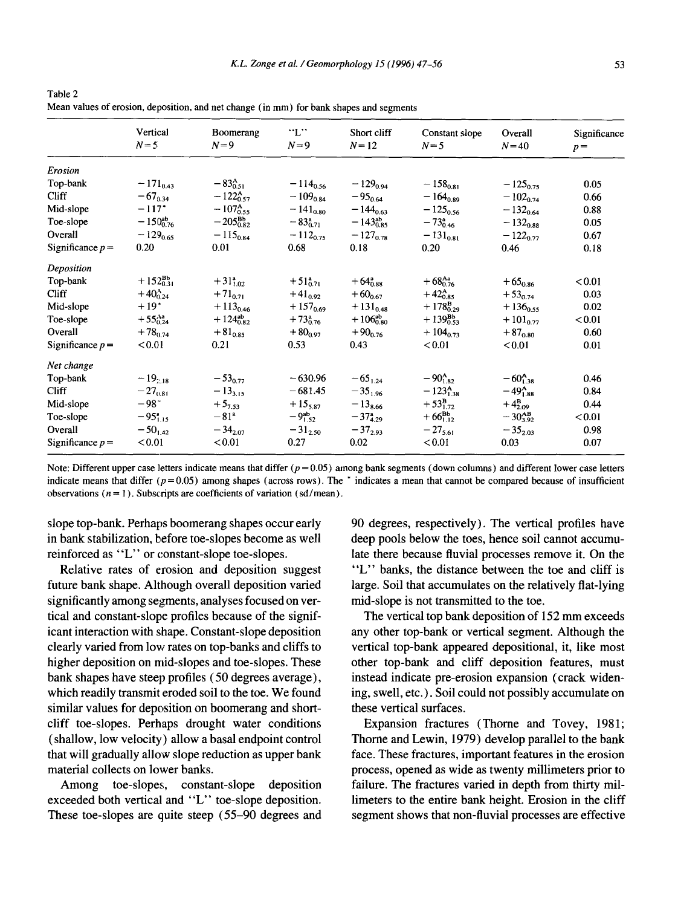Table 2
Mean values of erosion, deposition, and net change (in mm) for bank shapes and segments

| | Vertical $N=5$ | Boomerang $N=9$ | "L" $N=9$ | Short cliff $N=12$ | Constant slope $N=5$ | Overall $N=40$ | Significance $p=$ |
|---|---|---|---|---|---|---|---|
| *Erosion* | | | | | | | |
| Top-bank | $-171_{0.43}$ | $-83^{A}_{0.51}$ | $-114_{0.56}$ | $-129_{0.94}$ | $-158_{0.81}$ | $-125_{0.75}$ | 0.05 |
| Cliff | $-67_{0.34}$ | $-122^{A}_{0.57}$ | $-109_{0.84}$ | $-95_{0.64}$ | $-164_{0.89}$ | $-102_{0.74}$ | 0.66 |
| Mid-slope | $-117^{*}$ | $-107^{A}_{0.55}$ | $-141_{0.80}$ | $-144_{0.63}$ | $-125_{0.56}$ | $-132_{0.64}$ | 0.88 |
| Toe-slope | $-150^{ab}_{0.76}$ | $-205^{Bb}_{0.82}$ | $-83^{a}_{0.71}$ | $-143^{ab}_{0.85}$ | $-73^{a}_{0.46}$ | $-132_{0.88}$ | 0.05 |
| Overall | $-129_{0.65}$ | $-115_{0.84}$ | $-112_{0.75}$ | $-127_{0.78}$ | $-131_{0.81}$ | $-122_{0.77}$ | 0.67 |
| Significance $p=$ | 0.20 | 0.01 | 0.68 | 0.18 | 0.20 | 0.46 | 0.18 |
| *Deposition* | | | | | | | |
| Top-bank | $+152^{Bb}_{0.31}$ | $+31^{a}_{1.02}$ | $+51^{a}_{0.71}$ | $+64^{a}_{0.88}$ | $+68^{Aa}_{0.76}$ | $+65_{0.86}$ | $<0.01$ |
| Cliff | $+40^{A}_{0.24}$ | $+71_{0.71}$ | $+41_{0.92}$ | $+60_{0.67}$ | $+42^{A}_{0.85}$ | $+53_{0.74}$ | 0.03 |
| Mid-slope | $+19^{*}$ | $+113_{0.46}$ | $+157_{0.69}$ | $+131_{0.48}$ | $+178^{B}_{0.29}$ | $+136_{0.55}$ | 0.02 |
| Toe-slope | $+55^{Aa}_{0.24}$ | $+124^{ab}_{0.82}$ | $+73^{a}_{0.76}$ | $+106^{ab}_{0.80}$ | $+139^{Bb}_{0.53}$ | $+101_{0.77}$ | $<0.01$ |
| Overall | $+78_{0.74}$ | $+81_{0.85}$ | $+80_{0.97}$ | $+90_{0.76}$ | $+104_{0.73}$ | $+87_{0.80}$ | 0.60 |
| Significance $p=$ | $<0.01$ | 0.21 | 0.53 | 0.43 | $<0.01$ | $<0.01$ | 0.01 |
| *Net change* | | | | | | | |
| Top-bank | $-19_{2.18}$ | $-53_{0.77}$ | $-63$0.96 | $-65_{1.24}$ | $-90^{A}_{1.82}$ | $-60^{A}_{1.38}$ | 0.46 |
| Cliff | $-27_{0.81}$ | $-13_{3.15}$ | $-68$1.45 | $-35_{1.96}$ | $-123^{A}_{1.38}$ | $-49^{A}_{1.88}$ | 0.84 |
| Mid-slope | $-98^{*}$ | $+5_{7.53}$ | $+15_{5.87}$ | $-13_{8.66}$ | $+53^{B}_{1.72}$ | $+4^{B}_{2.09}$ | 0.44 |
| Toe-slope | $-95^{a}_{1.15}$ | $-81^{a}$ | $-9^{ab}_{1.52}$ | $-37^{a}_{4.29}$ | $+66^{Bb}_{1.12}$ | $-30^{AB}_{3.92}$ | $<0.01$ |
| Overall | $-50_{1.42}$ | $-34_{2.07}$ | $-31_{2.50}$ | $-37_{2.93}$ | $-27_{5.61}$ | $-35_{2.03}$ | 0.98 |
| Significance $p=$ | $<0.01$ | $<0.01$ | 0.27 | 0.02 | $<0.01$ | 0.03 | 0.07 |

Note: Different upper case letters indicate means that differ ($p=0.05$) among bank segments (down columns) and different lower case letters indicate means that differ ($p=0.05$) among shapes (across rows). The * indicates a mean that cannot be compared because of insufficient observations ($n=1$). Subscripts are coefficients of variation (sd/mean).

slope top-bank. Perhaps boomerang shapes occur early in bank stabilization, before toe-slopes become as well reinforced as "L" or constant-slope toe-slopes.

Relative rates of erosion and deposition suggest future bank shape. Although overall deposition varied significantly among segments, analyses focused on vertical and constant-slope profiles because of the significant interaction with shape. Constant-slope deposition clearly varied from low rates on top-banks and cliffs to higher deposition on mid-slopes and toe-slopes. These bank shapes have steep profiles (50 degrees average), which readily transmit eroded soil to the toe. We found similar values for deposition on boomerang and short-cliff toe-slopes. Perhaps drought water conditions (shallow, low velocity) allow a basal endpoint control that will gradually allow slope reduction as upper bank material collects on lower banks.

Among toe-slopes, constant-slope deposition exceeded both vertical and "L" toe-slope deposition. These toe-slopes are quite steep (55–90 degrees and 90 degrees, respectively). The vertical profiles have deep pools below the toes, hence soil cannot accumulate there because fluvial processes remove it. On the "L" banks, the distance between the toe and cliff is large. Soil that accumulates on the relatively flat-lying mid-slope is not transmitted to the toe.

The vertical top bank deposition of 152 mm exceeds any other top-bank or vertical segment. Although the vertical top-bank appeared depositional, it, like most other top-bank and cliff deposition features, must instead indicate pre-erosion expansion (crack widening, swell, etc.). Soil could not possibly accumulate on these vertical surfaces.

Expansion fractures (Thorne and Tovey, 1981; Thorne and Lewin, 1979) develop parallel to the bank face. These fractures, important features in the erosion process, opened as wide as twenty millimeters prior to failure. The fractures varied in depth from thirty millimeters to the entire bank height. Erosion in the cliff segment shows that non-fluvial processes are effective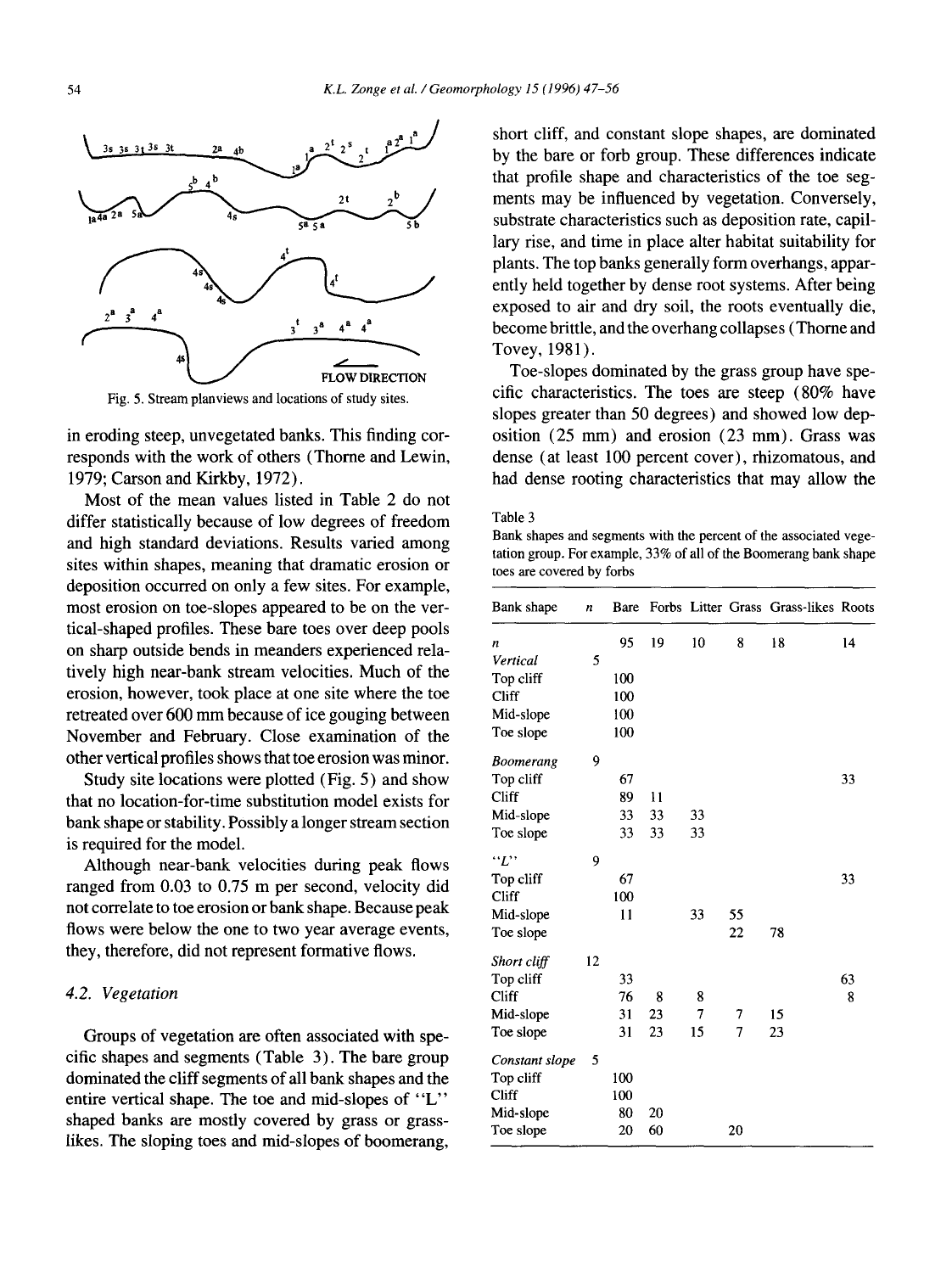Fig. 5. Stream planviews and locations of study sites.

in eroding steep, unvegetated banks. This finding corresponds with the work of others (Thorne and Lewin, 1979; Carson and Kirkby, 1972).

Most of the mean values listed in Table 2 do not differ statistically because of low degrees of freedom and high standard deviations. Results varied among sites within shapes, meaning that dramatic erosion or deposition occurred on only a few sites. For example, most erosion on toe-slopes appeared to be on the vertical-shaped profiles. These bare toes over deep pools on sharp outside bends in meanders experienced relatively high near-bank stream velocities. Much of the erosion, however, took place at one site where the toe retreated over 600 mm because of ice gouging between November and February. Close examination of the other vertical profiles shows that toe erosion was minor.

Study site locations were plotted (Fig. 5) and show that no location-for-time substitution model exists for bank shape or stability. Possibly a longer stream section is required for the model.

Although near-bank velocities during peak flows ranged from 0.03 to 0.75 m per second, velocity did not correlate to toe erosion or bank shape. Because peak flows were below the one to two year average events, they, therefore, did not represent formative flows.

### 4.2. Vegetation

Groups of vegetation are often associated with specific shapes and segments (Table 3). The bare group dominated the cliff segments of all bank shapes and the entire vertical shape. The toe and mid-slopes of "L" shaped banks are mostly covered by grass or grass-likes. The sloping toes and mid-slopes of boomerang, short cliff, and constant slope shapes, are dominated by the bare or forb group. These differences indicate that profile shape and characteristics of the toe segments may be influenced by vegetation. Conversely, substrate characteristics such as deposition rate, capillary rise, and time in place alter habitat suitability for plants. The top banks generally form overhangs, apparently held together by dense root systems. After being exposed to air and dry soil, the roots eventually die, become brittle, and the overhang collapses (Thorne and Tovey, 1981).

Toe-slopes dominated by the grass group have specific characteristics. The toes are steep (80% have slopes greater than 50 degrees) and showed low deposition (25 mm) and erosion (23 mm). Grass was dense (at least 100 percent cover), rhizomatous, and had dense rooting characteristics that may allow the

Table 3
Bank shapes and segments with the percent of the associated vegetation group. For example, 33% of all of the Boomerang bank shape toes are covered by forbs

| Bank shape | $n$ | Bare | Forbs | Litter | Grass | Grass-likes | Roots |
|---|---|---|---|---|---|---|---|
| $n$ | | 95 | 19 | 10 | 8 | 18 | 14 |
| *Vertical* | 5 | | | | | | |
| Top cliff | | 100 | | | | | |
| Cliff | | 100 | | | | | |
| Mid-slope | | 100 | | | | | |
| Toe slope | | 100 | | | | | |
| *Boomerang* | 9 | | | | | | |
| Top cliff | | 67 | | | | | 33 |
| Cliff | | 89 | 11 | | | | |
| Mid-slope | | 33 | 33 | 33 | | | |
| Toe slope | | 33 | 33 | 33 | | | |
| *"L"* | 9 | | | | | | |
| Top cliff | | 67 | | | | | 33 |
| Cliff | | 100 | | | | | |
| Mid-slope | | 11 | | 33 | 55 | | |
| Toe slope | | | | | 22 | 78 | |
| *Short cliff* | 12 | | | | | | |
| Top cliff | | 33 | | | | | 63 |
| Cliff | | 76 | 8 | 8 | | | 8 |
| Mid-slope | | 31 | 23 | 7 | 7 | 15 | |
| Toe slope | | 31 | 23 | 15 | 7 | 23 | |
| *Constant slope* | 5 | | | | | | |
| Top cliff | | 100 | | | | | |
| Cliff | | 100 | | | | | |
| Mid-slope | | 80 | 20 | | | | |
| Toe slope | | 20 | 60 | | 20 | | |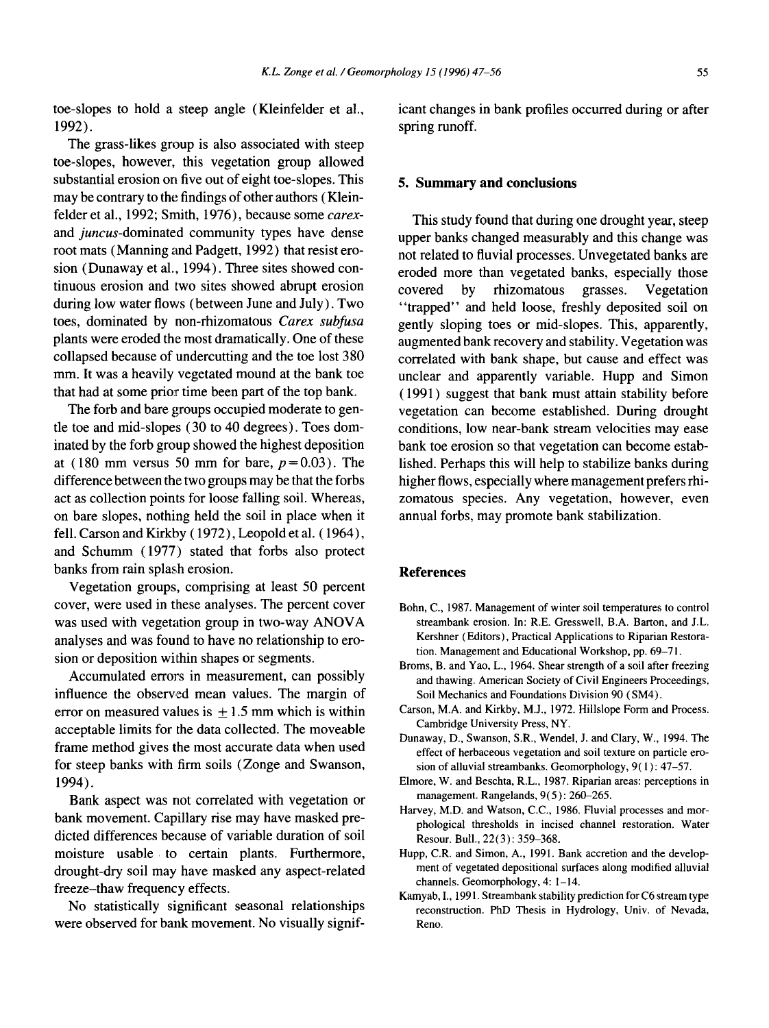toe-slopes to hold a steep angle (Kleinfelder et al., 1992).

The grass-likes group is also associated with steep toe-slopes, however, this vegetation group allowed substantial erosion on five out of eight toe-slopes. This may be contrary to the findings of other authors (Kleinfelder et al., 1992; Smith, 1976), because some *carex*- and *juncus*-dominated community types have dense root mats (Manning and Padgett, 1992) that resist erosion (Dunaway et al., 1994). Three sites showed continuous erosion and two sites showed abrupt erosion during low water flows (between June and July). Two toes, dominated by non-rhizomatous *Carex subfusa* plants were eroded the most dramatically. One of these collapsed because of undercutting and the toe lost 380 mm. It was a heavily vegetated mound at the bank toe that had at some prior time been part of the top bank.

The forb and bare groups occupied moderate to gentle toe and mid-slopes (30 to 40 degrees). Toes dominated by the forb group showed the highest deposition at (180 mm versus 50 mm for bare, $p = 0.03$). The difference between the two groups may be that the forbs act as collection points for loose falling soil. Whereas, on bare slopes, nothing held the soil in place when it fell. Carson and Kirkby (1972), Leopold et al. (1964), and Schumm (1977) stated that forbs also protect banks from rain splash erosion.

Vegetation groups, comprising at least 50 percent cover, were used in these analyses. The percent cover was used with vegetation group in two-way ANOVA analyses and was found to have no relationship to erosion or deposition within shapes or segments.

Accumulated errors in measurement, can possibly influence the observed mean values. The margin of error on measured values is $\pm 1.5$ mm which is within acceptable limits for the data collected. The moveable frame method gives the most accurate data when used for steep banks with firm soils (Zonge and Swanson, 1994).

Bank aspect was not correlated with vegetation or bank movement. Capillary rise may have masked predicted differences because of variable duration of soil moisture usable to certain plants. Furthermore, drought-dry soil may have masked any aspect-related freeze–thaw frequency effects.

No statistically significant seasonal relationships were observed for bank movement. No visually significant changes in bank profiles occurred during or after spring runoff.

## 5. Summary and conclusions

This study found that during one drought year, steep upper banks changed measurably and this change was not related to fluvial processes. Unvegetated banks are eroded more than vegetated banks, especially those covered by rhizomatous grasses. Vegetation "trapped" and held loose, freshly deposited soil on gently sloping toes or mid-slopes. This, apparently, augmented bank recovery and stability. Vegetation was correlated with bank shape, but cause and effect was unclear and apparently variable. Hupp and Simon (1991) suggest that bank must attain stability before vegetation can become established. During drought conditions, low near-bank stream velocities may ease bank toe erosion so that vegetation can become established. Perhaps this will help to stabilize banks during higher flows, especially where management prefers rhizomatous species. Any vegetation, however, even annual forbs, may promote bank stabilization.

## References

Bohn, C., 1987. Management of winter soil temperatures to control streambank erosion. In: R.E. Gresswell, B.A. Barton, and J.L. Kershner (Editors), Practical Applications to Riparian Restoration. Management and Educational Workshop, pp. 69–71.

Broms, B. and Yao, L., 1964. Shear strength of a soil after freezing and thawing. American Society of Civil Engineers Proceedings, Soil Mechanics and Foundations Division 90 (SM4).

Carson, M.A. and Kirkby, M.J., 1972. Hillslope Form and Process. Cambridge University Press, NY.

Dunaway, D., Swanson, S.R., Wendel, J. and Clary, W., 1994. The effect of herbaceous vegetation and soil texture on particle erosion of alluvial streambanks. Geomorphology, 9(1): 47–57.

Elmore, W. and Beschta, R.L., 1987. Riparian areas: perceptions in management. Rangelands, 9(5): 260–265.

Harvey, M.D. and Watson, C.C., 1986. Fluvial processes and morphological thresholds in incised channel restoration. Water Resour. Bull., 22(3): 359–368.

Hupp, C.R. and Simon, A., 1991. Bank accretion and the development of vegetated depositional surfaces along modified alluvial channels. Geomorphology, 4: 1–14.

Kamyab, I., 1991. Streambank stability prediction for C6 stream type reconstruction. PhD Thesis in Hydrology, Univ. of Nevada, Reno.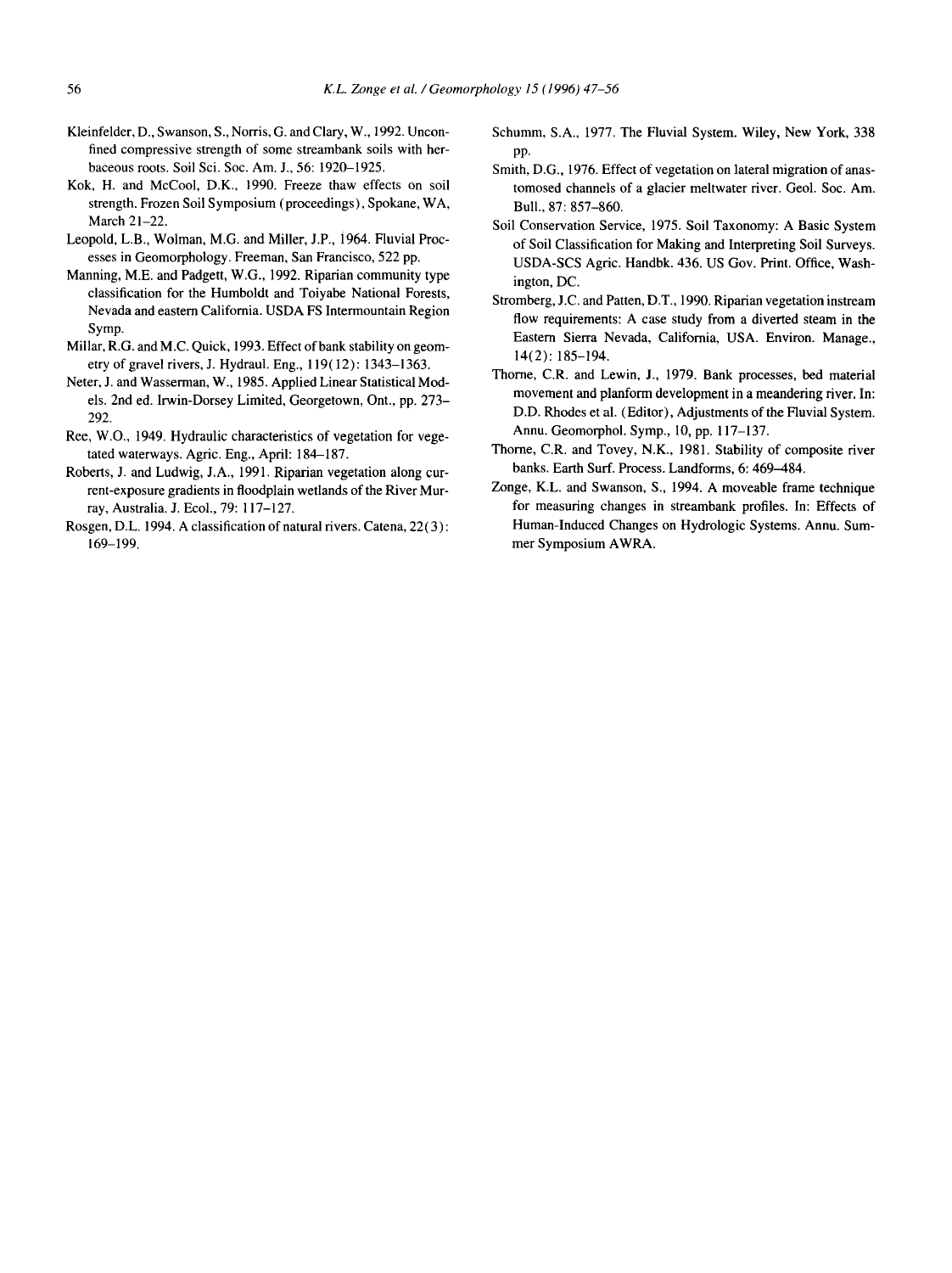Kleinfelder, D., Swanson, S., Norris, G. and Clary, W., 1992. Unconfined compressive strength of some streambank soils with herbaceous roots. Soil Sci. Soc. Am. J., 56: 1920–1925.

Kok, H. and McCool, D.K., 1990. Freeze thaw effects on soil strength. Frozen Soil Symposium (proceedings), Spokane, WA, March 21–22.

Leopold, L.B., Wolman, M.G. and Miller, J.P., 1964. Fluvial Processes in Geomorphology. Freeman, San Francisco, 522 pp.

Manning, M.E. and Padgett, W.G., 1992. Riparian community type classification for the Humboldt and Toiyabe National Forests, Nevada and eastern California. USDA FS Intermountain Region Symp.

Millar, R.G. and M.C. Quick, 1993. Effect of bank stability on geometry of gravel rivers, J. Hydraul. Eng., 119(12): 1343–1363.

Neter, J. and Wasserman, W., 1985. Applied Linear Statistical Models. 2nd ed. Irwin-Dorsey Limited, Georgetown, Ont., pp. 273–292.

Ree, W.O., 1949. Hydraulic characteristics of vegetation for vegetated waterways. Agric. Eng., April: 184–187.

Roberts, J. and Ludwig, J.A., 1991. Riparian vegetation along current-exposure gradients in floodplain wetlands of the River Murray, Australia. J. Ecol., 79: 117–127.

Rosgen, D.L. 1994. A classification of natural rivers. Catena, 22(3): 169–199.

Schumm, S.A., 1977. The Fluvial System. Wiley, New York, 338 pp.

Smith, D.G., 1976. Effect of vegetation on lateral migration of anastomosed channels of a glacier meltwater river. Geol. Soc. Am. Bull., 87: 857–860.

Soil Conservation Service, 1975. Soil Taxonomy: A Basic System of Soil Classification for Making and Interpreting Soil Surveys. USDA-SCS Agric. Handbk. 436. US Gov. Print. Office, Washington, DC.

Stromberg, J.C. and Patten, D.T., 1990. Riparian vegetation instream flow requirements: A case study from a diverted steam in the Eastern Sierra Nevada, California, USA. Environ. Manage., 14(2): 185–194.

Thorne, C.R. and Lewin, J., 1979. Bank processes, bed material movement and planform development in a meandering river. In: D.D. Rhodes et al. (Editor), Adjustments of the Fluvial System. Annu. Geomorphol. Symp., 10, pp. 117–137.

Thorne, C.R. and Tovey, N.K., 1981. Stability of composite river banks. Earth Surf. Process. Landforms, 6: 469–484.

Zonge, K.L. and Swanson, S., 1994. A moveable frame technique for measuring changes in streambank profiles. In: Effects of Human-Induced Changes on Hydrologic Systems. Annu. Summer Symposium AWRA.